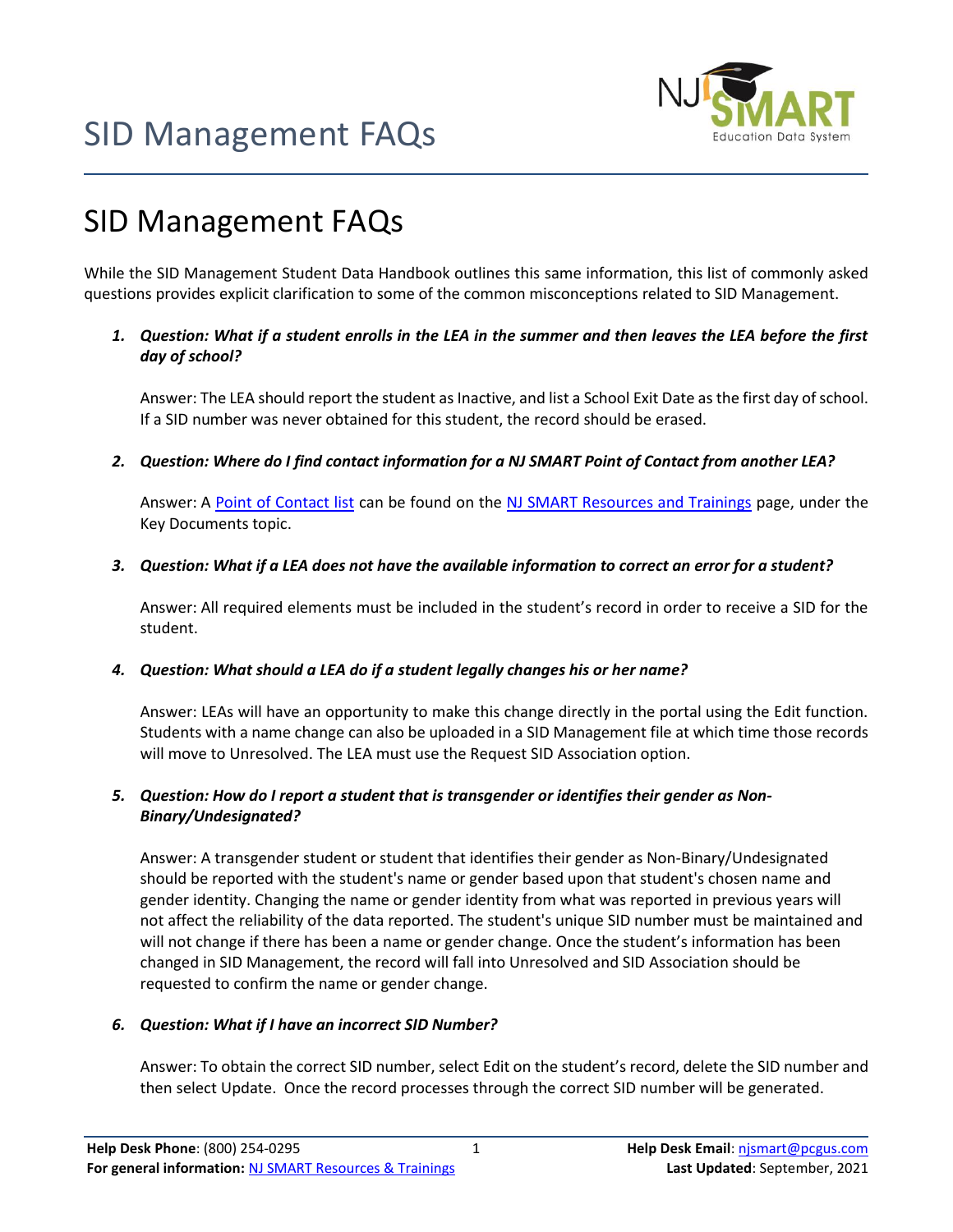# SID Management FAQs

While the SID Management Student Data Handbook outlines this same information, this list of commonly asked questions provides explicit clarification to some of the common misconceptions related to SID Management.

1. ***Question: What if a student enrolls in the LEA in the summer and then leaves the LEA before the first day of school?***

   Answer: The LEA should report the student as Inactive, and list a School Exit Date as the first day of school. If a SID number was never obtained for this student, the record should be erased.

2. ***Question: Where do I find contact information for a NJ SMART Point of Contact from another LEA?***

   Answer: A [Point of Contact list]() can be found on the [NJ SMART Resources and Trainings]() page, under the Key Documents topic.

3. ***Question: What if a LEA does not have the available information to correct an error for a student?***

   Answer: All required elements must be included in the student's record in order to receive a SID for the student.

4. ***Question: What should a LEA do if a student legally changes his or her name?***

   Answer: LEAs will have an opportunity to make this change directly in the portal using the Edit function. Students with a name change can also be uploaded in a SID Management file at which time those records will move to Unresolved. The LEA must use the Request SID Association option.

5. ***Question: How do I report a student that is transgender or identifies their gender as Non-Binary/Undesignated?***

   Answer: A transgender student or student that identifies their gender as Non-Binary/Undesignated should be reported with the student's name or gender based upon that student's chosen name and gender identity. Changing the name or gender identity from what was reported in previous years will not affect the reliability of the data reported. The student's unique SID number must be maintained and will not change if there has been a name or gender change. Once the student's information has been changed in SID Management, the record will fall into Unresolved and SID Association should be requested to confirm the name or gender change.

6. ***Question: What if I have an incorrect SID Number?***

   Answer: To obtain the correct SID number, select Edit on the student's record, delete the SID number and then select Update. Once the record processes through the correct SID number will be generated.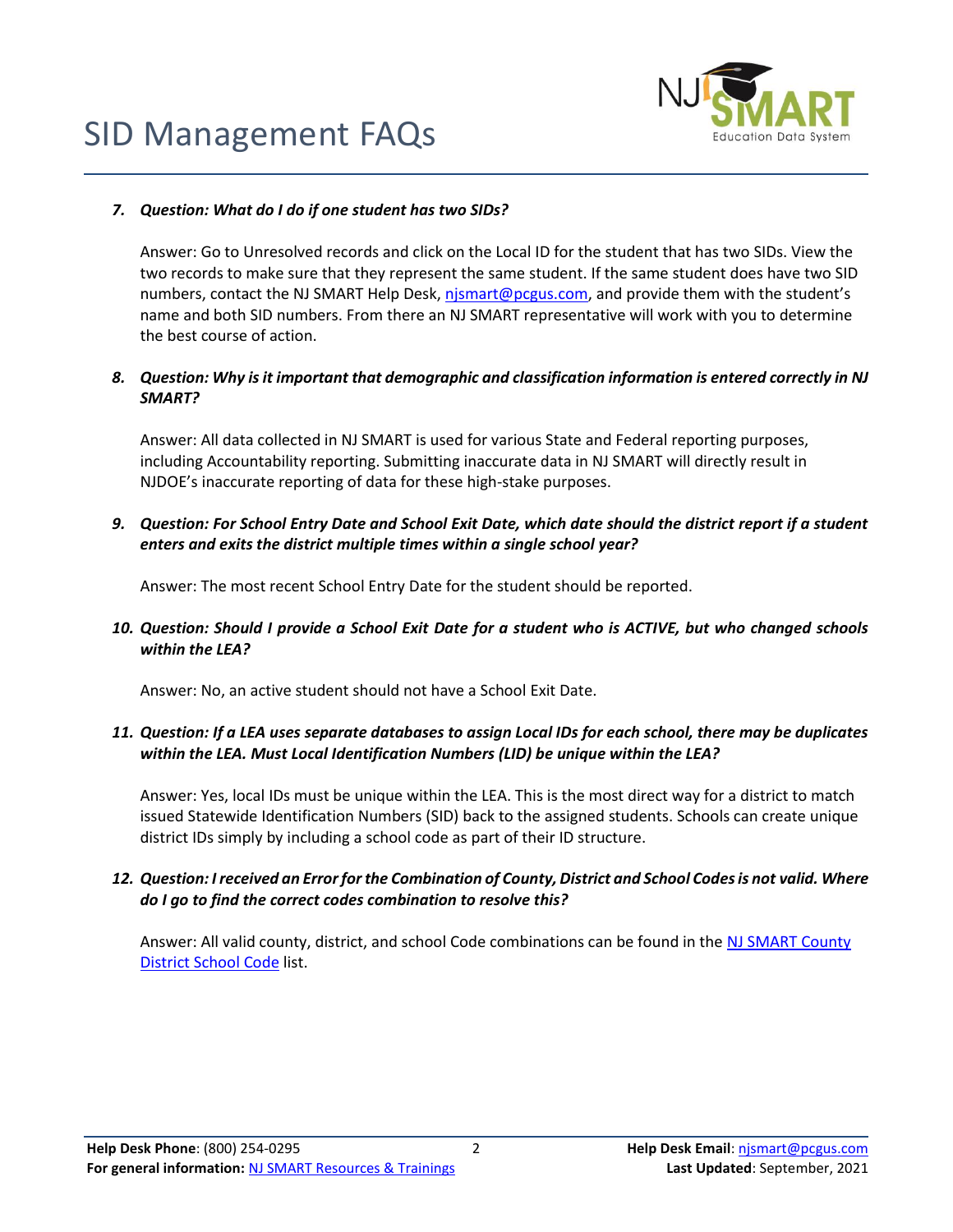7. ***Question: What do I do if one student has two SIDs?***

   Answer: Go to Unresolved records and click on the Local ID for the student that has two SIDs. View the two records to make sure that they represent the same student. If the same student does have two SID numbers, contact the NJ SMART Help Desk, njsmart@pcgus.com, and provide them with the student's name and both SID numbers. From there an NJ SMART representative will work with you to determine the best course of action.

8. ***Question: Why is it important that demographic and classification information is entered correctly in NJ SMART?***

   Answer: All data collected in NJ SMART is used for various State and Federal reporting purposes, including Accountability reporting. Submitting inaccurate data in NJ SMART will directly result in NJDOE's inaccurate reporting of data for these high-stake purposes.

9. ***Question: For School Entry Date and School Exit Date, which date should the district report if a student enters and exits the district multiple times within a single school year?***

   Answer: The most recent School Entry Date for the student should be reported.

10. ***Question: Should I provide a School Exit Date for a student who is ACTIVE, but who changed schools within the LEA?***

    Answer: No, an active student should not have a School Exit Date.

11. ***Question: If a LEA uses separate databases to assign Local IDs for each school, there may be duplicates within the LEA. Must Local Identification Numbers (LID) be unique within the LEA?***

    Answer: Yes, local IDs must be unique within the LEA. This is the most direct way for a district to match issued Statewide Identification Numbers (SID) back to the assigned students. Schools can create unique district IDs simply by including a school code as part of their ID structure.

12. ***Question: I received an Error for the Combination of County, District and School Codes is not valid. Where do I go to find the correct codes combination to resolve this?***

    Answer: All valid county, district, and school Code combinations can be found in the NJ SMART County District School Code list.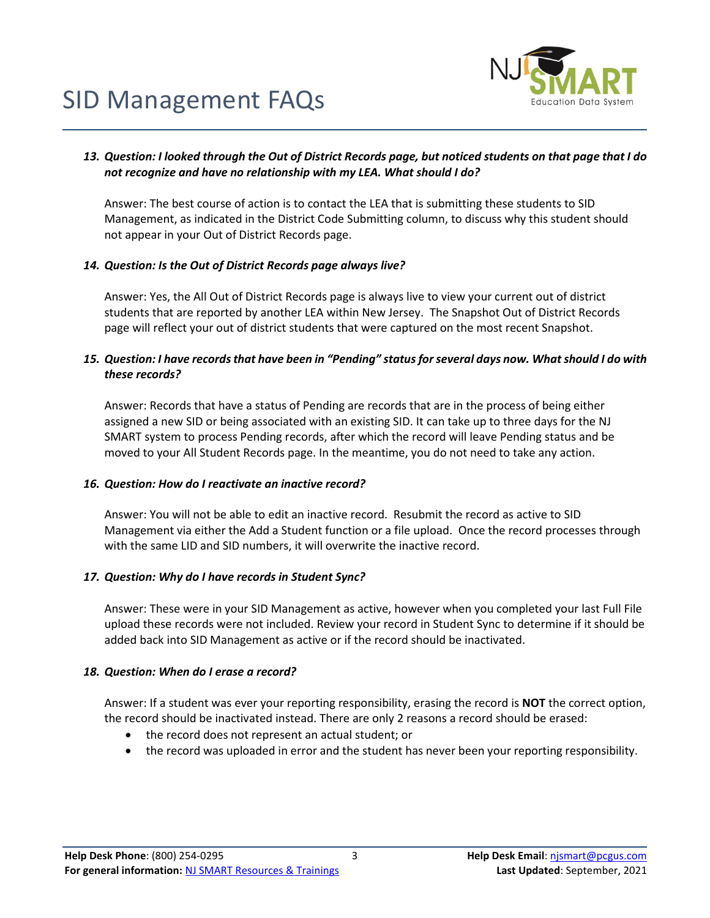13. ***Question: I looked through the Out of District Records page, but noticed students on that page that I do not recognize and have no relationship with my LEA. What should I do?***

    Answer: The best course of action is to contact the LEA that is submitting these students to SID Management, as indicated in the District Code Submitting column, to discuss why this student should not appear in your Out of District Records page.

14. ***Question: Is the Out of District Records page always live?***

    Answer: Yes, the All Out of District Records page is always live to view your current out of district students that are reported by another LEA within New Jersey. The Snapshot Out of District Records page will reflect your out of district students that were captured on the most recent Snapshot.

15. ***Question: I have records that have been in "Pending" status for several days now. What should I do with these records?***

    Answer: Records that have a status of Pending are records that are in the process of being either assigned a new SID or being associated with an existing SID. It can take up to three days for the NJ SMART system to process Pending records, after which the record will leave Pending status and be moved to your All Student Records page. In the meantime, you do not need to take any action.

16. ***Question: How do I reactivate an inactive record?***

    Answer: You will not be able to edit an inactive record. Resubmit the record as active to SID Management via either the Add a Student function or a file upload. Once the record processes through with the same LID and SID numbers, it will overwrite the inactive record.

17. ***Question: Why do I have records in Student Sync?***

    Answer: These were in your SID Management as active, however when you completed your last Full File upload these records were not included. Review your record in Student Sync to determine if it should be added back into SID Management as active or if the record should be inactivated.

18. ***Question: When do I erase a record?***

    Answer: If a student was ever your reporting responsibility, erasing the record is **NOT** the correct option, the record should be inactivated instead. There are only 2 reasons a record should be erased:

    - the record does not represent an actual student; or
    - the record was uploaded in error and the student has never been your reporting responsibility.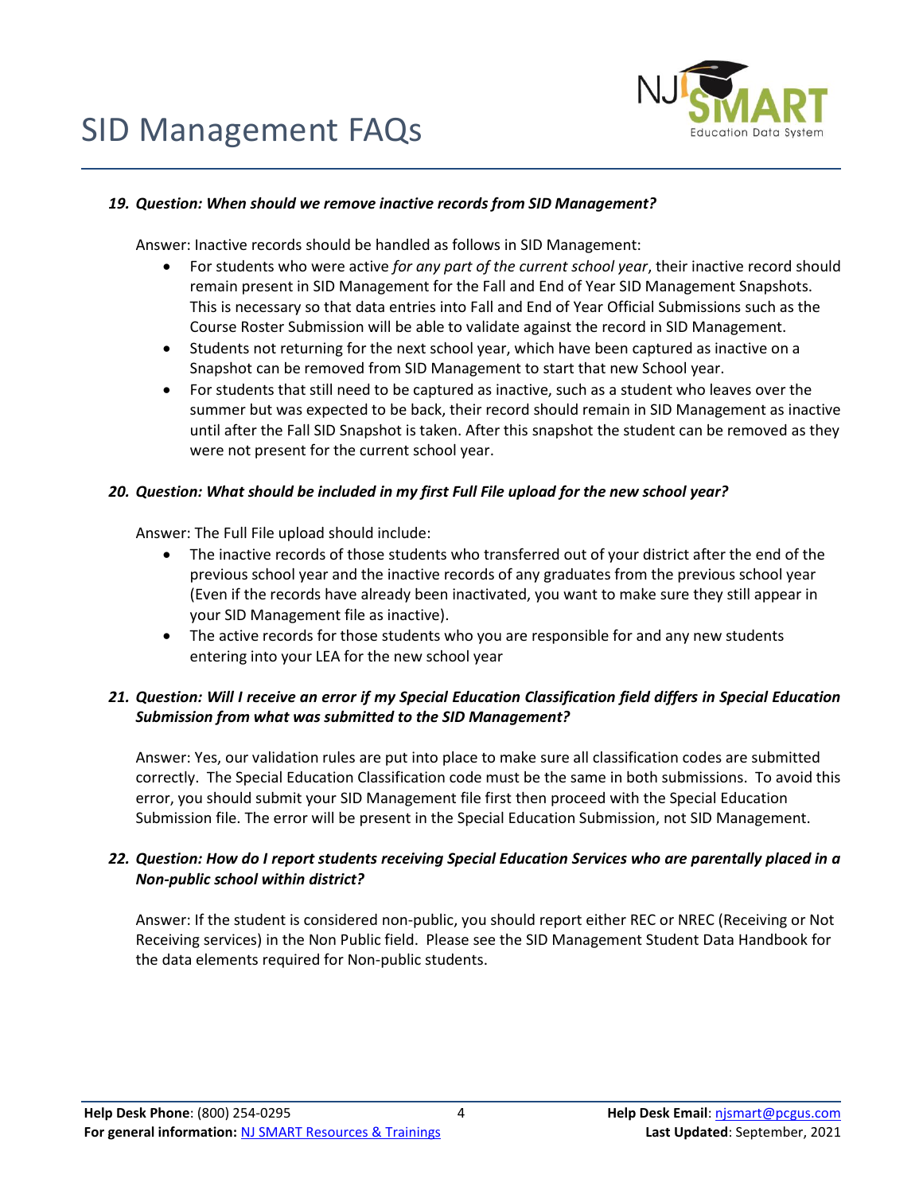**19. *Question: When should we remove inactive records from SID Management?***

Answer: Inactive records should be handled as follows in SID Management:

- For students who were active *for any part of the current school year*, their inactive record should remain present in SID Management for the Fall and End of Year SID Management Snapshots. This is necessary so that data entries into Fall and End of Year Official Submissions such as the Course Roster Submission will be able to validate against the record in SID Management.
- Students not returning for the next school year, which have been captured as inactive on a Snapshot can be removed from SID Management to start that new School year.
- For students that still need to be captured as inactive, such as a student who leaves over the summer but was expected to be back, their record should remain in SID Management as inactive until after the Fall SID Snapshot is taken. After this snapshot the student can be removed as they were not present for the current school year.

**20. *Question: What should be included in my first Full File upload for the new school year?***

Answer: The Full File upload should include:

- The inactive records of those students who transferred out of your district after the end of the previous school year and the inactive records of any graduates from the previous school year (Even if the records have already been inactivated, you want to make sure they still appear in your SID Management file as inactive).
- The active records for those students who you are responsible for and any new students entering into your LEA for the new school year

**21. *Question: Will I receive an error if my Special Education Classification field differs in Special Education Submission from what was submitted to the SID Management?***

Answer: Yes, our validation rules are put into place to make sure all classification codes are submitted correctly. The Special Education Classification code must be the same in both submissions. To avoid this error, you should submit your SID Management file first then proceed with the Special Education Submission file. The error will be present in the Special Education Submission, not SID Management.

**22. *Question: How do I report students receiving Special Education Services who are parentally placed in a Non-public school within district?***

Answer: If the student is considered non-public, you should report either REC or NREC (Receiving or Not Receiving services) in the Non Public field. Please see the SID Management Student Data Handbook for the data elements required for Non-public students.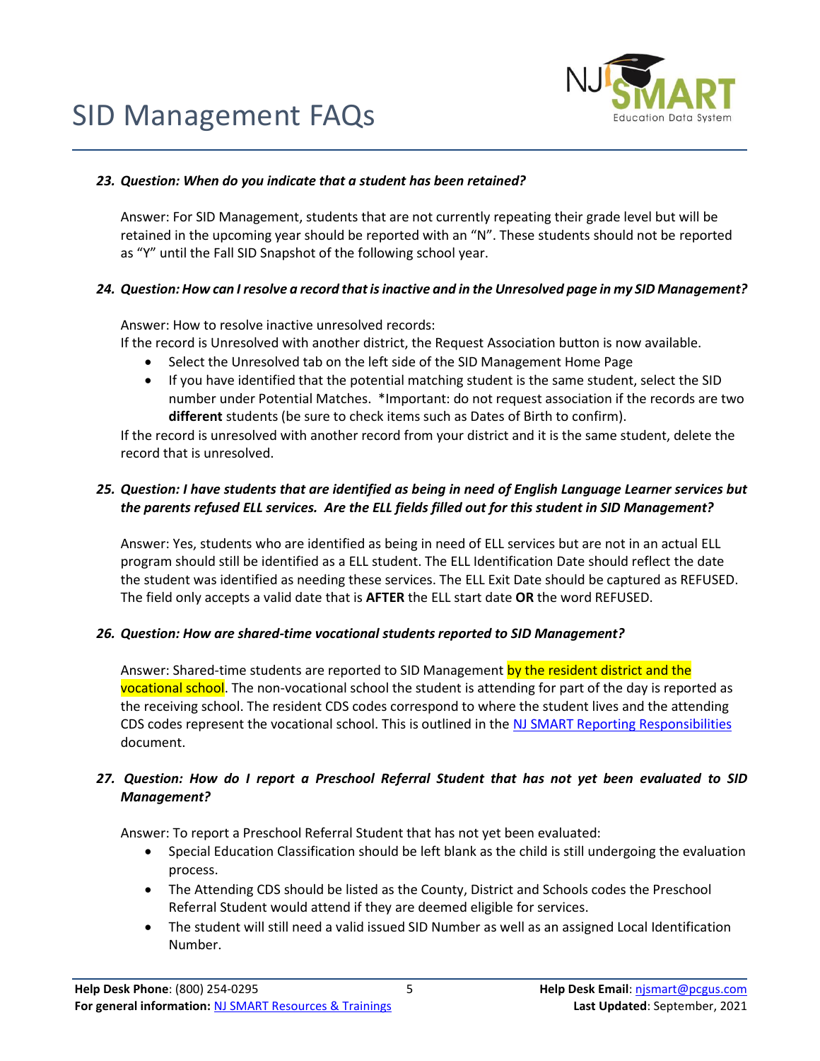**23. *Question: When do you indicate that a student has been retained?***

Answer: For SID Management, students that are not currently repeating their grade level but will be retained in the upcoming year should be reported with an "N". These students should not be reported as "Y" until the Fall SID Snapshot of the following school year.

**24. *Question: How can I resolve a record that is inactive and in the Unresolved page in my SID Management?***

Answer: How to resolve inactive unresolved records:
If the record is Unresolved with another district, the Request Association button is now available.

- Select the Unresolved tab on the left side of the SID Management Home Page
- If you have identified that the potential matching student is the same student, select the SID number under Potential Matches. *Important: do not request association if the records are two **different** students (be sure to check items such as Dates of Birth to confirm).

If the record is unresolved with another record from your district and it is the same student, delete the record that is unresolved.

**25. *Question: I have students that are identified as being in need of English Language Learner services but the parents refused ELL services. Are the ELL fields filled out for this student in SID Management?***

Answer: Yes, students who are identified as being in need of ELL services but are not in an actual ELL program should still be identified as a ELL student. The ELL Identification Date should reflect the date the student was identified as needing these services. The ELL Exit Date should be captured as REFUSED. The field only accepts a valid date that is **AFTER** the ELL start date **OR** the word REFUSED.

**26. *Question: How are shared-time vocational students reported to SID Management?***

Answer: Shared-time students are reported to SID Management by the resident district and the vocational school. The non-vocational school the student is attending for part of the day is reported as the receiving school. The resident CDS codes correspond to where the student lives and the attending CDS codes represent the vocational school. This is outlined in the NJ SMART Reporting Responsibilities document.

**27. *Question: How do I report a Preschool Referral Student that has not yet been evaluated to SID Management?***

Answer: To report a Preschool Referral Student that has not yet been evaluated:

- Special Education Classification should be left blank as the child is still undergoing the evaluation process.
- The Attending CDS should be listed as the County, District and Schools codes the Preschool Referral Student would attend if they are deemed eligible for services.
- The student will still need a valid issued SID Number as well as an assigned Local Identification Number.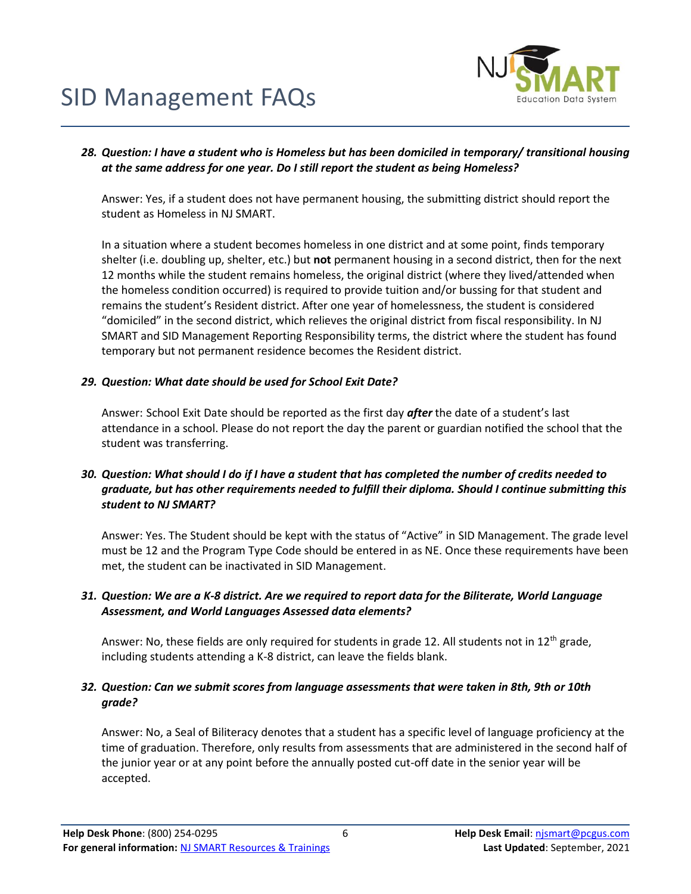**28. *Question: I have a student who is Homeless but has been domiciled in temporary/ transitional housing at the same address for one year. Do I still report the student as being Homeless?***

Answer: Yes, if a student does not have permanent housing, the submitting district should report the student as Homeless in NJ SMART.

In a situation where a student becomes homeless in one district and at some point, finds temporary shelter (i.e. doubling up, shelter, etc.) but **not** permanent housing in a second district, then for the next 12 months while the student remains homeless, the original district (where they lived/attended when the homeless condition occurred) is required to provide tuition and/or bussing for that student and remains the student's Resident district. After one year of homelessness, the student is considered "domiciled" in the second district, which relieves the original district from fiscal responsibility. In NJ SMART and SID Management Reporting Responsibility terms, the district where the student has found temporary but not permanent residence becomes the Resident district.

**29. *Question: What date should be used for School Exit Date?***

Answer: School Exit Date should be reported as the first day ***after*** the date of a student's last attendance in a school. Please do not report the day the parent or guardian notified the school that the student was transferring.

**30. *Question: What should I do if I have a student that has completed the number of credits needed to graduate, but has other requirements needed to fulfill their diploma. Should I continue submitting this student to NJ SMART?***

Answer: Yes. The Student should be kept with the status of "Active" in SID Management. The grade level must be 12 and the Program Type Code should be entered in as NE. Once these requirements have been met, the student can be inactivated in SID Management.

**31. *Question: We are a K-8 district. Are we required to report data for the Biliterate, World Language Assessment, and World Languages Assessed data elements?***

Answer: No, these fields are only required for students in grade 12. All students not in 12th grade, including students attending a K-8 district, can leave the fields blank.

**32. *Question: Can we submit scores from language assessments that were taken in 8th, 9th or 10th grade?***

Answer: No, a Seal of Biliteracy denotes that a student has a specific level of language proficiency at the time of graduation. Therefore, only results from assessments that are administered in the second half of the junior year or at any point before the annually posted cut-off date in the senior year will be accepted.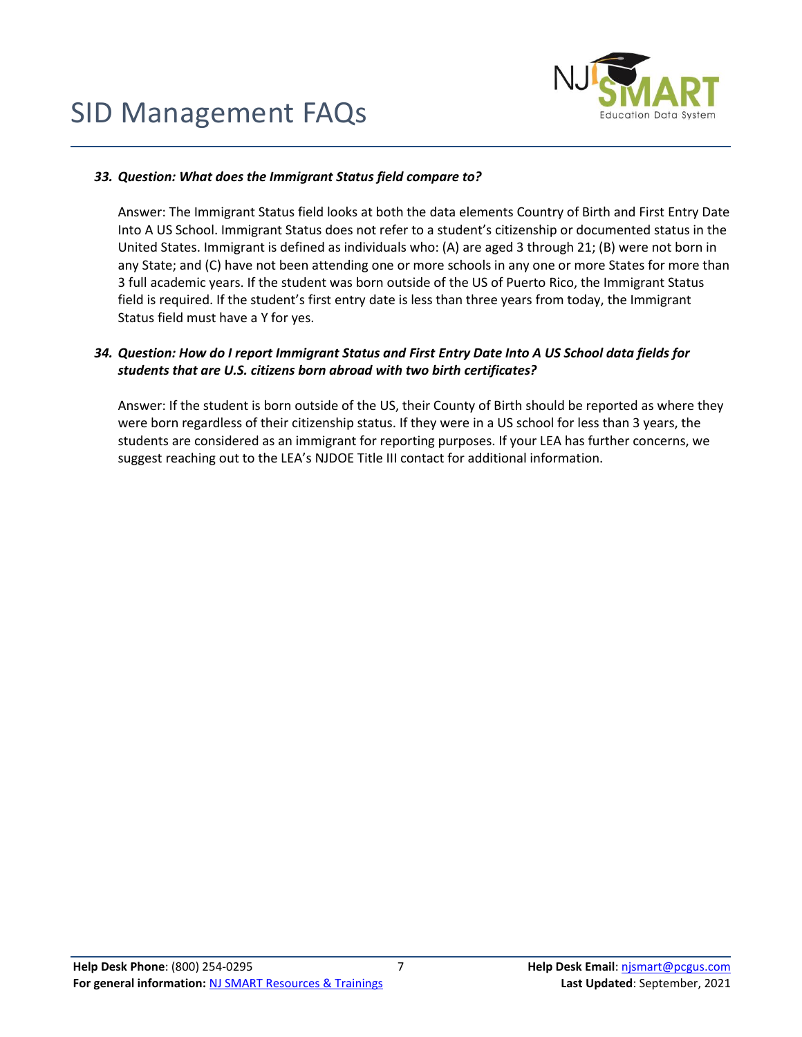***33. Question: What does the Immigrant Status field compare to?***

Answer: The Immigrant Status field looks at both the data elements Country of Birth and First Entry Date Into A US School. Immigrant Status does not refer to a student's citizenship or documented status in the United States. Immigrant is defined as individuals who: (A) are aged 3 through 21; (B) were not born in any State; and (C) have not been attending one or more schools in any one or more States for more than 3 full academic years. If the student was born outside of the US of Puerto Rico, the Immigrant Status field is required. If the student's first entry date is less than three years from today, the Immigrant Status field must have a Y for yes.

***34. Question: How do I report Immigrant Status and First Entry Date Into A US School data fields for students that are U.S. citizens born abroad with two birth certificates?***

Answer: If the student is born outside of the US, their County of Birth should be reported as where they were born regardless of their citizenship status. If they were in a US school for less than 3 years, the students are considered as an immigrant for reporting purposes. If your LEA has further concerns, we suggest reaching out to the LEA's NJDOE Title III contact for additional information.